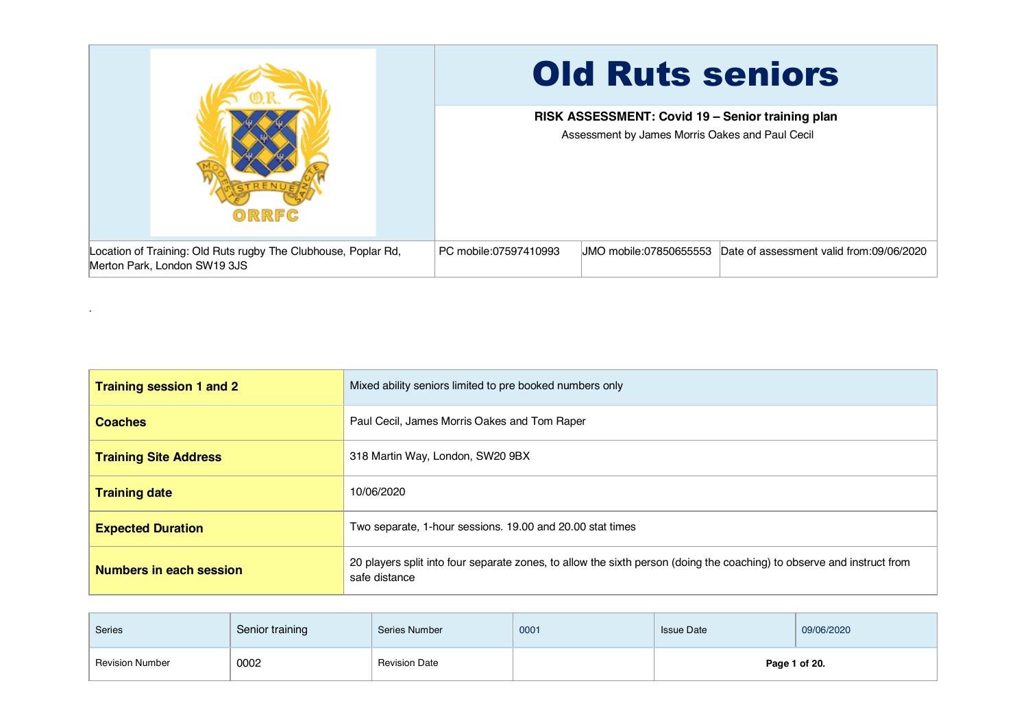# Old Ruts seniors

**RISK ASSESSMENT: Covid 19 – Senior training plan**

Assessment by James Morris Oakes and Paul Cecil

| Location of Training: Old Ruts rugby The Clubhouse, Poplar Rd, Merton Park, London SW19 3JS | PC mobile:07597410993 | JMO mobile:07850655553 | Date of assessment valid from:09/06/2020 |
|---|---|---|---|

.

| **Training session 1 and 2** | Mixed ability seniors limited to pre booked numbers only |
|---|---|
| **Coaches** | Paul Cecil, James Morris Oakes and Tom Raper |
| **Training Site Address** | 318 Martin Way, London, SW20 9BX |
| **Training date** | 10/06/2020 |
| **Expected Duration** | Two separate, 1-hour sessions. 19.00 and 20.00 stat times |
| **Numbers in each session** | 20 players split into four separate zones, to allow the sixth person (doing the coaching) to observe and instruct from safe distance |

| Series | Senior training | Series Number | 0001 | Issue Date | 09/06/2020 |
|---|---|---|---|---|---|
| Revision Number | 0002 | Revision Date | | | |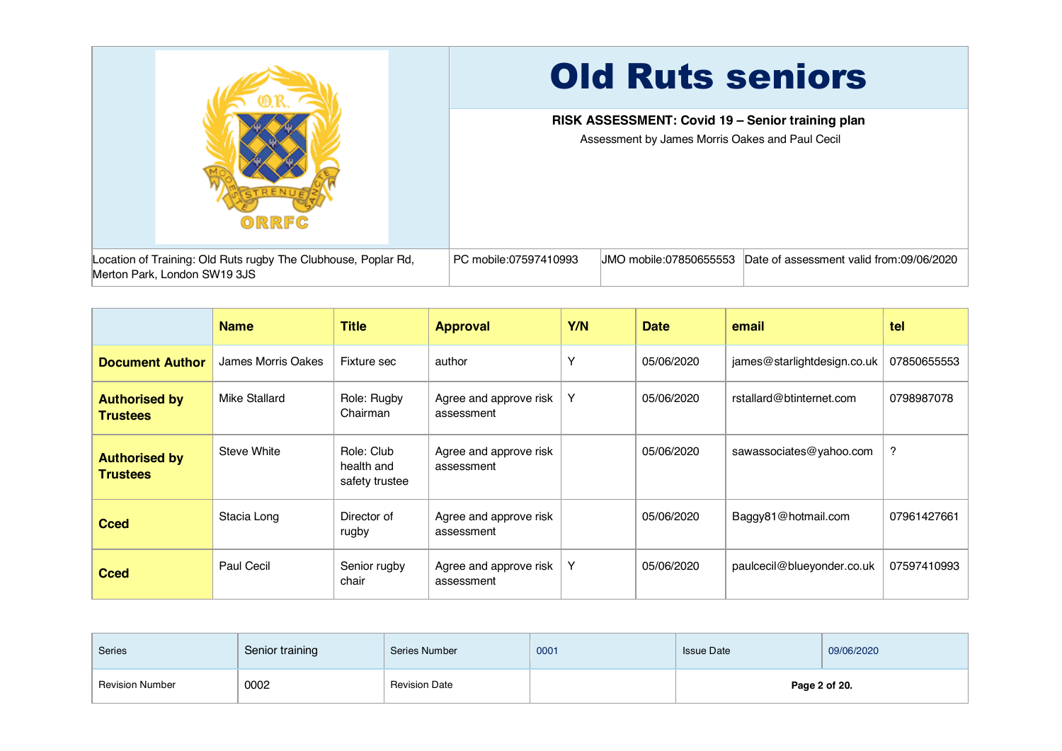# Old Ruts seniors

**RISK ASSESSMENT: Covid 19 – Senior training plan**

Assessment by James Morris Oakes and Paul Cecil

| Location of Training: Old Ruts rugby The Clubhouse, Poplar Rd, Merton Park, London SW19 3JS | PC mobile:07597410993 | JMO mobile:07850655553 | Date of assessment valid from:09/06/2020 |
|---|---|---|---|

| | Name | Title | Approval | Y/N | Date | email | tel |
|---|---|---|---|---|---|---|---|
| **Document Author** | James Morris Oakes | Fixture sec | author | Y | 05/06/2020 | james@starlightdesign.co.uk | 07850655553 |
| **Authorised by Trustees** | Mike Stallard | Role: Rugby Chairman | Agree and approve risk assessment | Y | 05/06/2020 | rstallard@btinternet.com | 0798987078 |
| **Authorised by Trustees** | Steve White | Role: Club health and safety trustee | Agree and approve risk assessment | | 05/06/2020 | sawassociates@yahoo.com | ? |
| **Cced** | Stacia Long | Director of rugby | Agree and approve risk assessment | | 05/06/2020 | Baggy81@hotmail.com | 07961427661 |
| **Cced** | Paul Cecil | Senior rugby chair | Agree and approve risk assessment | Y | 05/06/2020 | paulcecil@blueyonder.co.uk | 07597410993 |

| Series | Senior training | Series Number | 0001 | Issue Date | 09/06/2020 |
|---|---|---|---|---|---|
| Revision Number | 0002 | Revision Date | | | |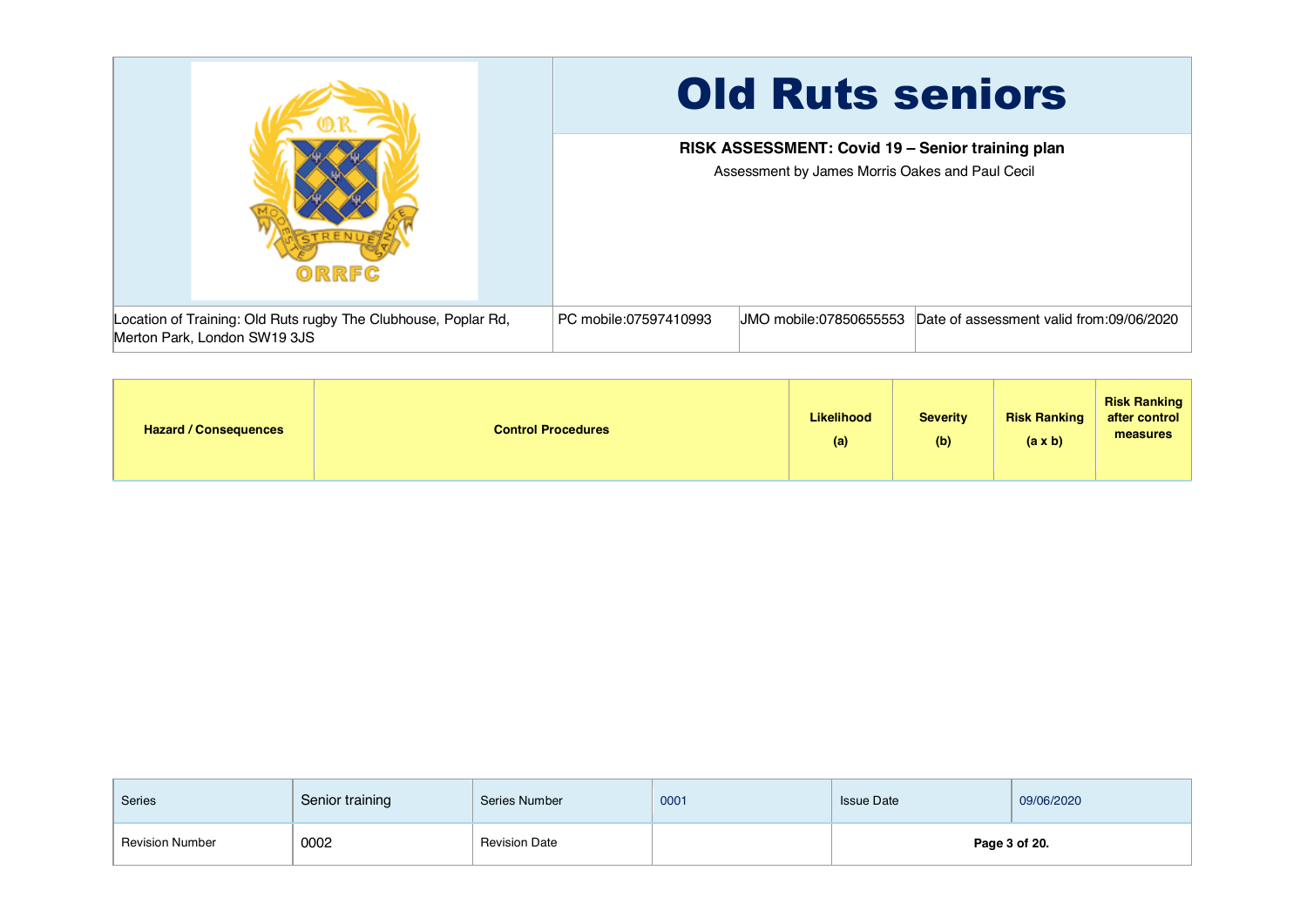# Old Ruts seniors

**RISK ASSESSMENT: Covid 19 – Senior training plan**

Assessment by James Morris Oakes and Paul Cecil

| Location of Training: Old Ruts rugby The Clubhouse, Poplar Rd, Merton Park, London SW19 3JS | PC mobile:07597410993 | JMO mobile:07850655553 | Date of assessment valid from:09/06/2020 |
|---|---|---|---|

| Hazard / Consequences | Control Procedures | Likelihood (a) | Severity (b) | Risk Ranking (a x b) | Risk Ranking after control measures |
|---|---|---|---|---|---|

| Series | Senior training | Series Number | 0001 | Issue Date | 09/06/2020 |
|---|---|---|---|---|---|
| Revision Number | 0002 | Revision Date | | | |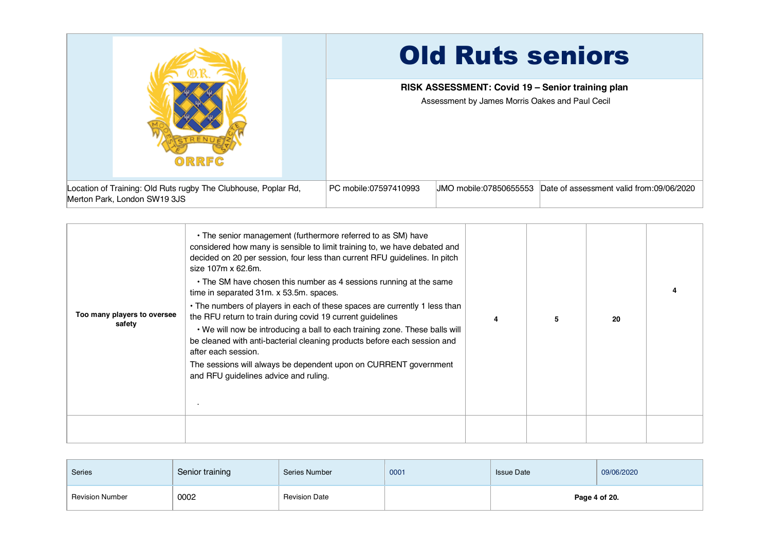# Old Ruts seniors

**RISK ASSESSMENT: Covid 19 – Senior training plan**

Assessment by James Morris Oakes and Paul Cecil

| Location of Training: Old Ruts rugby The Clubhouse, Poplar Rd, Merton Park, London SW19 3JS | PC mobile:07597410993 | JMO mobile:07850655553 | Date of assessment valid from:09/06/2020 |
|---|---|---|---|

| | | | | | |
|---|---|---|---|---|---|
| **Too many players to oversee safety** | • The senior management (furthermore referred to as SM) have considered how many is sensible to limit training to, we have debated and decided on 20 per session, four less than current RFU guidelines. In pitch size 107m x 62.6m.<br>• The SM have chosen this number as 4 sessions running at the same time in separated 31m. x 53.5m. spaces.<br>• The numbers of players in each of these spaces are currently 1 less than the RFU return to train during covid 19 current guidelines<br>• We will now be introducing a ball to each training zone. These balls will be cleaned with anti-bacterial cleaning products before each session and after each session.<br>The sessions will always be dependent upon on CURRENT government and RFU guidelines advice and ruling.<br>. | 4 | 5 | 20 | 4 |
| | | | | | |

| Series | Senior training | Series Number | 0001 | Issue Date | 09/06/2020 |
|---|---|---|---|---|---|
| Revision Number | 0002 | Revision Date | | | |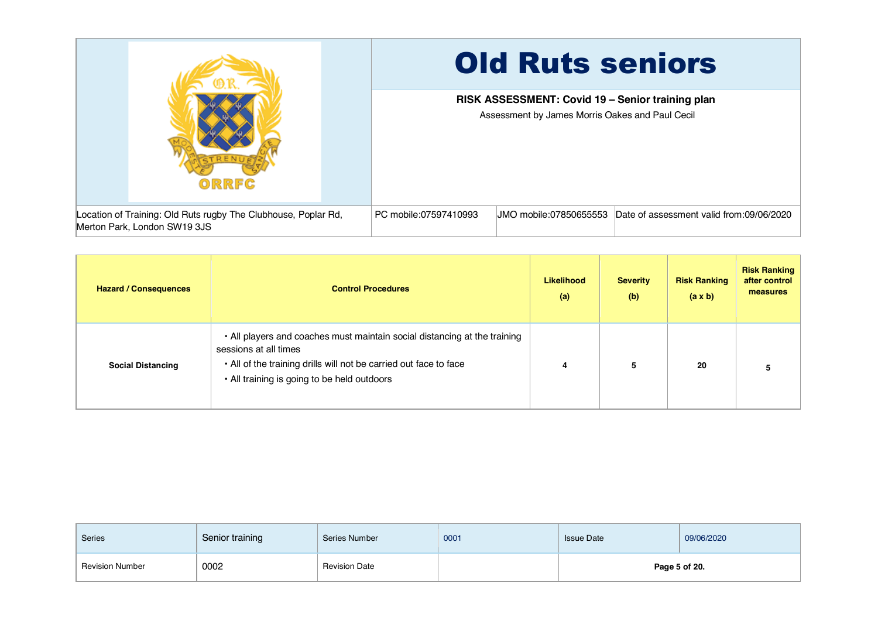# Old Ruts seniors

**RISK ASSESSMENT: Covid 19 – Senior training plan**

Assessment by James Morris Oakes and Paul Cecil

| Location of Training: Old Ruts rugby The Clubhouse, Poplar Rd, Merton Park, London SW19 3JS | PC mobile:07597410993 | JMO mobile:07850655553 | Date of assessment valid from:09/06/2020 |
|---|---|---|---|

| Hazard / Consequences | Control Procedures | Likelihood (a) | Severity (b) | Risk Ranking (a x b) | Risk Ranking after control measures |
|---|---|---|---|---|---|
| **Social Distancing** | • All players and coaches must maintain social distancing at the training sessions at all times<br>• All of the training drills will not be carried out face to face<br>• All training is going to be held outdoors | **4** | **5** | **20** | **5** |

| Series | Senior training | Series Number | 0001 | Issue Date | 09/06/2020 |
|---|---|---|---|---|---|
| Revision Number | 0002 | Revision Date | | | |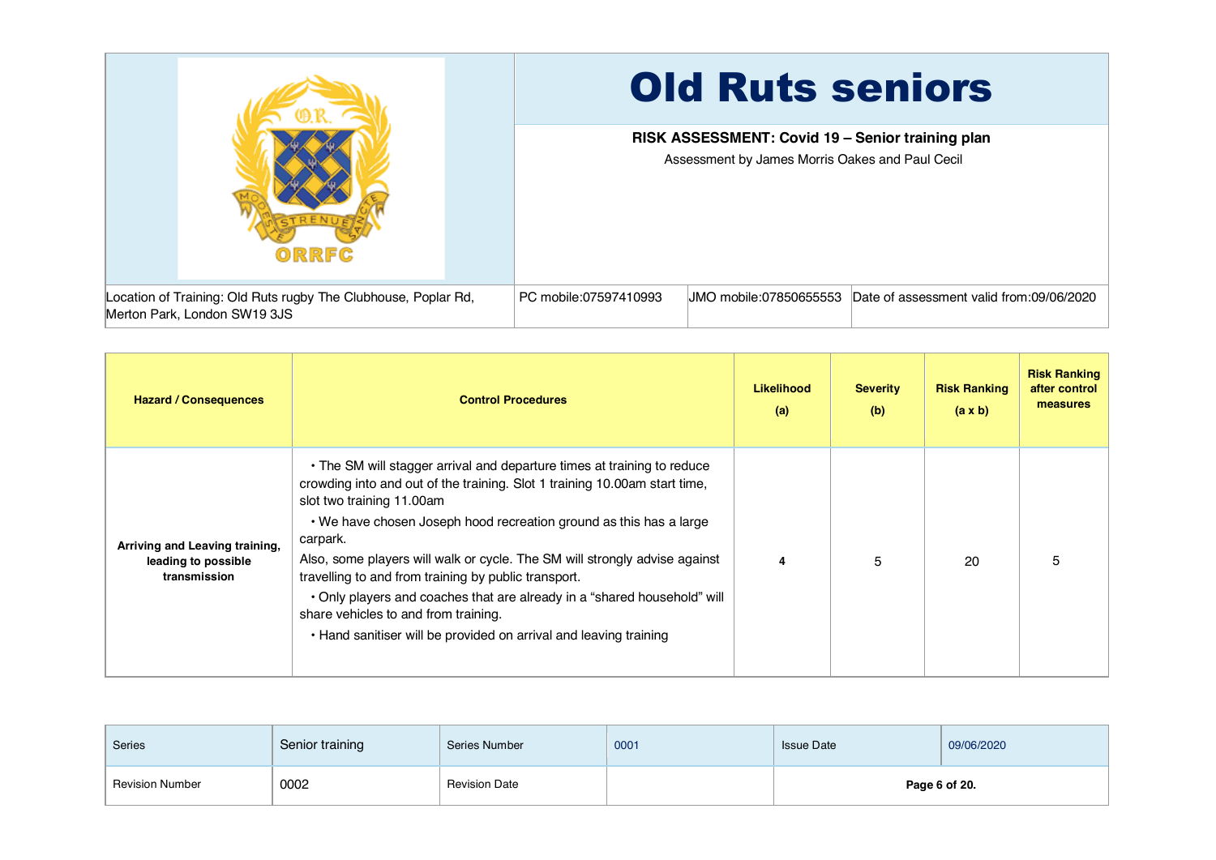# Old Ruts seniors

**RISK ASSESSMENT: Covid 19 – Senior training plan**

Assessment by James Morris Oakes and Paul Cecil

| Location of Training: Old Ruts rugby The Clubhouse, Poplar Rd, Merton Park, London SW19 3JS | PC mobile:07597410993 | JMO mobile:07850655553 | Date of assessment valid from:09/06/2020 |
|---|---|---|---|

| Hazard / Consequences | Control Procedures | Likelihood (a) | Severity (b) | Risk Ranking (a x b) | Risk Ranking after control measures |
|---|---|---|---|---|---|
| **Arriving and Leaving training, leading to possible transmission** | • The SM will stagger arrival and departure times at training to reduce crowding into and out of the training. Slot 1 training 10.00am start time, slot two training 11.00am<br>• We have chosen Joseph hood recreation ground as this has a large carpark.<br>Also, some players will walk or cycle. The SM will strongly advise against travelling to and from training by public transport.<br>• Only players and coaches that are already in a "shared household" will share vehicles to and from training.<br>• Hand sanitiser will be provided on arrival and leaving training | **4** | 5 | 20 | 5 |

| Series | Senior training | Series Number | 0001 | Issue Date | 09/06/2020 |
|---|---|---|---|---|---|
| Revision Number | 0002 | Revision Date | | | |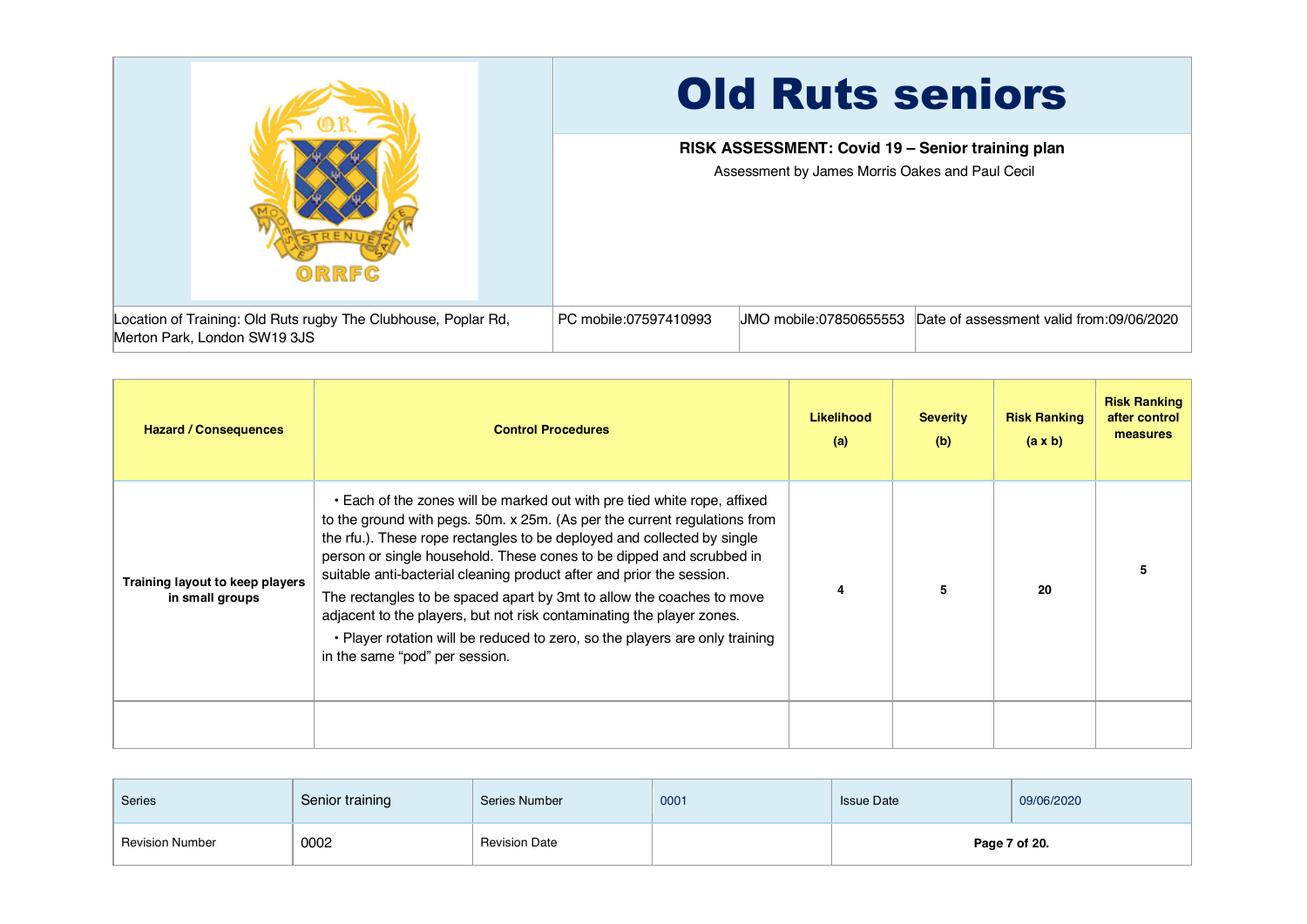# Old Ruts seniors

**RISK ASSESSMENT: Covid 19 – Senior training plan**

Assessment by James Morris Oakes and Paul Cecil

| Location of Training: Old Ruts rugby The Clubhouse, Poplar Rd, Merton Park, London SW19 3JS | PC mobile:07597410993 | JMO mobile:07850655553 | Date of assessment valid from:09/06/2020 |
|---|---|---|---|

| Hazard / Consequences | Control Procedures | Likelihood (a) | Severity (b) | Risk Ranking (a x b) | Risk Ranking after control measures |
|---|---|---|---|---|---|
| **Training layout to keep players in small groups** | • Each of the zones will be marked out with pre tied white rope, affixed to the ground with pegs. 50m. x 25m. (As per the current regulations from the rfu.). These rope rectangles to be deployed and collected by single person or single household. These cones to be dipped and scrubbed in suitable anti-bacterial cleaning product after and prior the session.<br>The rectangles to be spaced apart by 3mt to allow the coaches to move adjacent to the players, but not risk contaminating the player zones.<br>• Player rotation will be reduced to zero, so the players are only training in the same "pod" per session. | 4 | 5 | 20 | 5 |
| | | | | | |

| Series | Senior training | Series Number | 0001 | Issue Date | 09/06/2020 |
|---|---|---|---|---|---|
| Revision Number | 0002 | Revision Date | | | |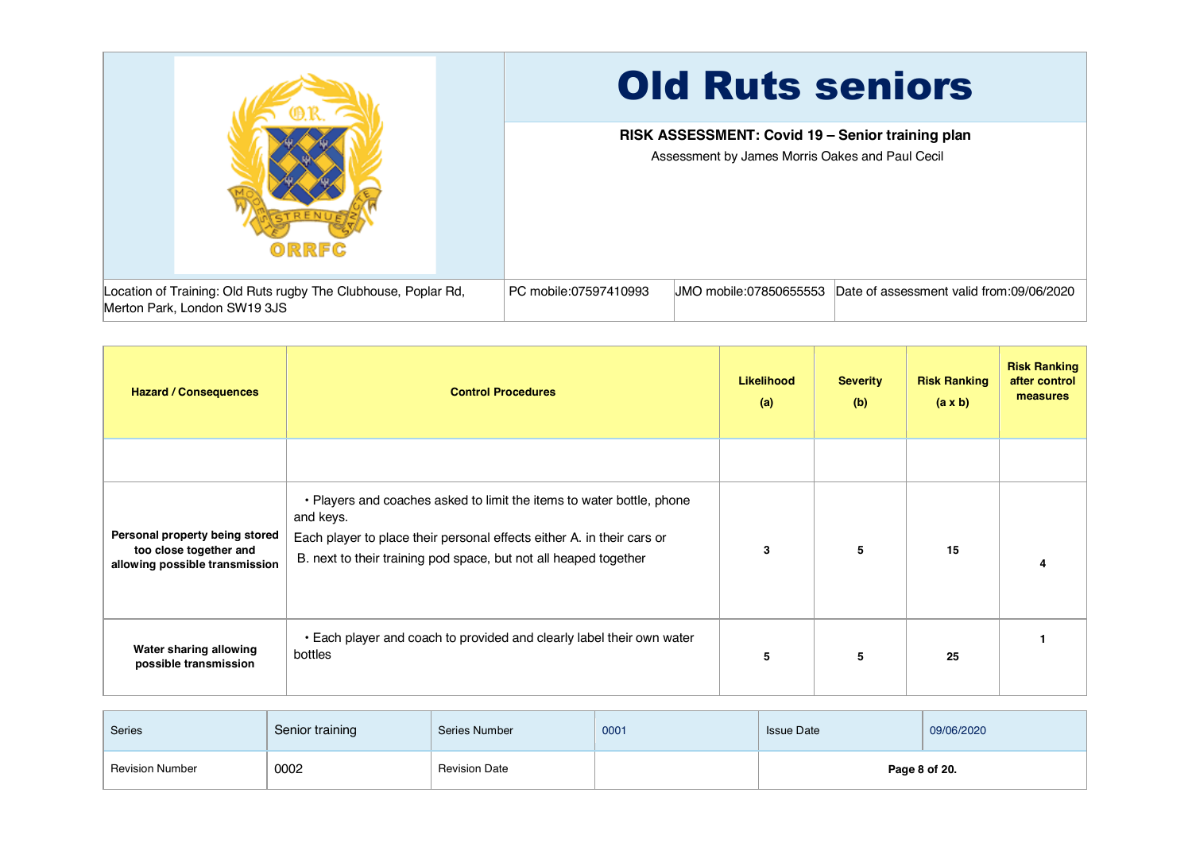# Old Ruts seniors

**RISK ASSESSMENT: Covid 19 – Senior training plan**

Assessment by James Morris Oakes and Paul Cecil

| Location of Training: Old Ruts rugby The Clubhouse, Poplar Rd, Merton Park, London SW19 3JS | PC mobile:07597410993 | JMO mobile:07850655553 | Date of assessment valid from:09/06/2020 |
|---|---|---|---|

| Hazard / Consequences | Control Procedures | Likelihood (a) | Severity (b) | Risk Ranking (a x b) | Risk Ranking after control measures |
|---|---|---|---|---|---|
| | | | | | |
| **Personal property being stored too close together and allowing possible transmission** | • Players and coaches asked to limit the items to water bottle, phone and keys.<br>Each player to place their personal effects either A. in their cars or<br>B. next to their training pod space, but not all heaped together | **3** | **5** | **15** | **4** |
| **Water sharing allowing possible transmission** | • Each player and coach to provided and clearly label their own water bottles | **5** | **5** | **25** | **1** |

| Series | Senior training | Series Number | 0001 | Issue Date | 09/06/2020 |
|---|---|---|---|---|---|
| Revision Number | 0002 | Revision Date | | | |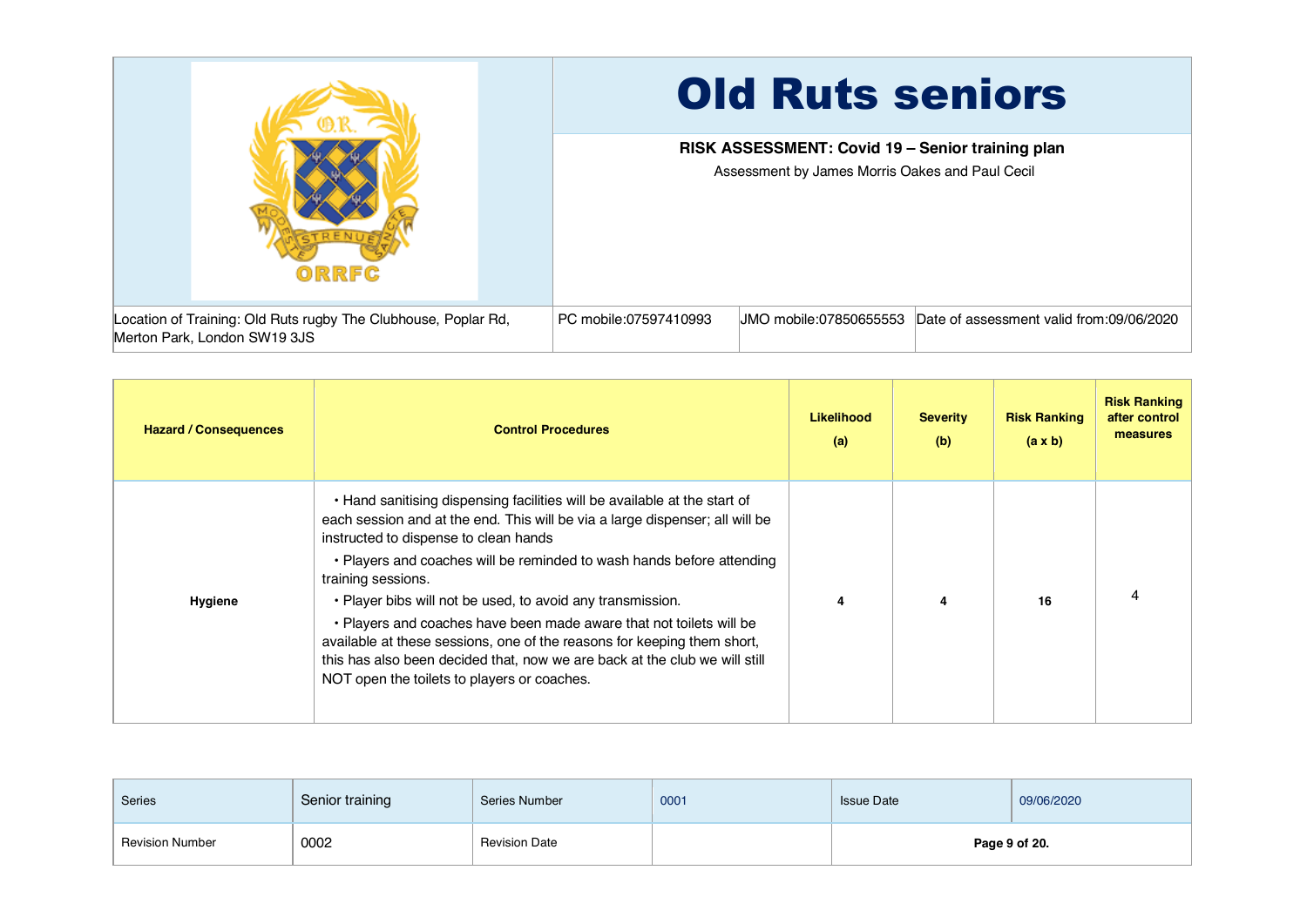# Old Ruts seniors

**RISK ASSESSMENT: Covid 19 – Senior training plan**

Assessment by James Morris Oakes and Paul Cecil

| Location of Training: Old Ruts rugby The Clubhouse, Poplar Rd, Merton Park, London SW19 3JS | PC mobile:07597410993 | JMO mobile:07850655553 | Date of assessment valid from:09/06/2020 |
|---|---|---|---|

| Hazard / Consequences | Control Procedures | Likelihood (a) | Severity (b) | Risk Ranking (a x b) | Risk Ranking after control measures |
|---|---|---|---|---|---|
| **Hygiene** | • Hand sanitising dispensing facilities will be available at the start of each session and at the end. This will be via a large dispenser; all will be instructed to dispense to clean hands<br>• Players and coaches will be reminded to wash hands before attending training sessions.<br>• Player bibs will not be used, to avoid any transmission.<br>• Players and coaches have been made aware that not toilets will be available at these sessions, one of the reasons for keeping them short, this has also been decided that, now we are back at the club we will still NOT open the toilets to players or coaches. | **4** | **4** | **16** | 4 |

| Series | Senior training | Series Number | 0001 | Issue Date | 09/06/2020 |
|---|---|---|---|---|---|
| Revision Number | 0002 | Revision Date | | | |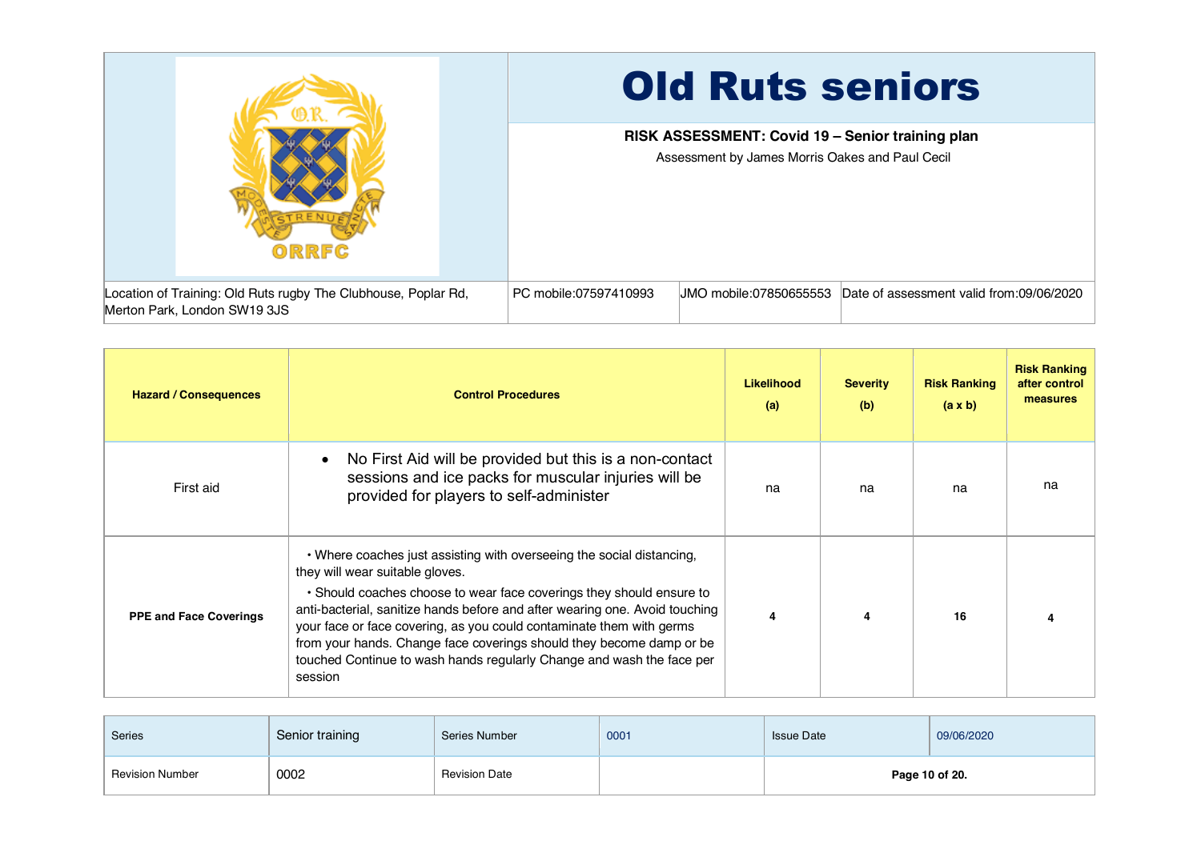# Old Ruts seniors

**RISK ASSESSMENT: Covid 19 – Senior training plan**

Assessment by James Morris Oakes and Paul Cecil

| Location of Training: Old Ruts rugby The Clubhouse, Poplar Rd, Merton Park, London SW19 3JS | PC mobile:07597410993 | JMO mobile:07850655553 | Date of assessment valid from:09/06/2020 |
|---|---|---|---|

| Hazard / Consequences | Control Procedures | Likelihood (a) | Severity (b) | Risk Ranking (a x b) | Risk Ranking after control measures |
|---|---|---|---|---|---|
| First aid | • No First Aid will be provided but this is a non-contact sessions and ice packs for muscular injuries will be provided for players to self-administer | na | na | na | na |
| **PPE and Face Coverings** | • Where coaches just assisting with overseeing the social distancing, they will wear suitable gloves.<br>• Should coaches choose to wear face coverings they should ensure to anti-bacterial, sanitize hands before and after wearing one. Avoid touching your face or face covering, as you could contaminate them with germs from your hands. Change face coverings should they become damp or be touched Continue to wash hands regularly Change and wash the face per session | **4** | **4** | **16** | **4** |

| Series | Senior training | Series Number | 0001 | Issue Date | 09/06/2020 |
|---|---|---|---|---|---|
| Revision Number | 0002 | Revision Date | | | |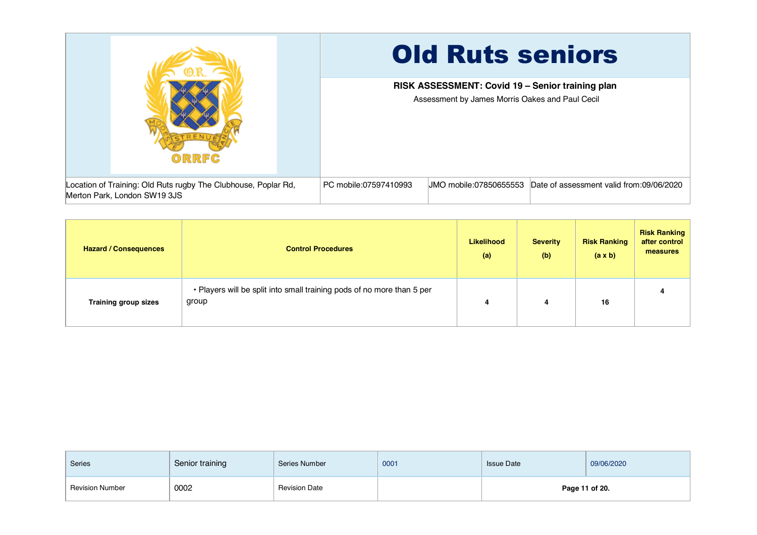# Old Ruts seniors

**RISK ASSESSMENT: Covid 19 – Senior training plan**

Assessment by James Morris Oakes and Paul Cecil

| Location of Training: Old Ruts rugby The Clubhouse, Poplar Rd, Merton Park, London SW19 3JS | PC mobile:07597410993 | JMO mobile:07850655553 | Date of assessment valid from:09/06/2020 |
|---|---|---|---|

| Hazard / Consequences | Control Procedures | Likelihood (a) | Severity (b) | Risk Ranking (a x b) | Risk Ranking after control measures |
|---|---|---|---|---|---|
| **Training group sizes** | • Players will be split into small training pods of no more than 5 per group | 4 | 4 | 16 | 4 |

| Series | Senior training | Series Number | 0001 | Issue Date | 09/06/2020 |
|---|---|---|---|---|---|
| Revision Number | 0002 | Revision Date | | | |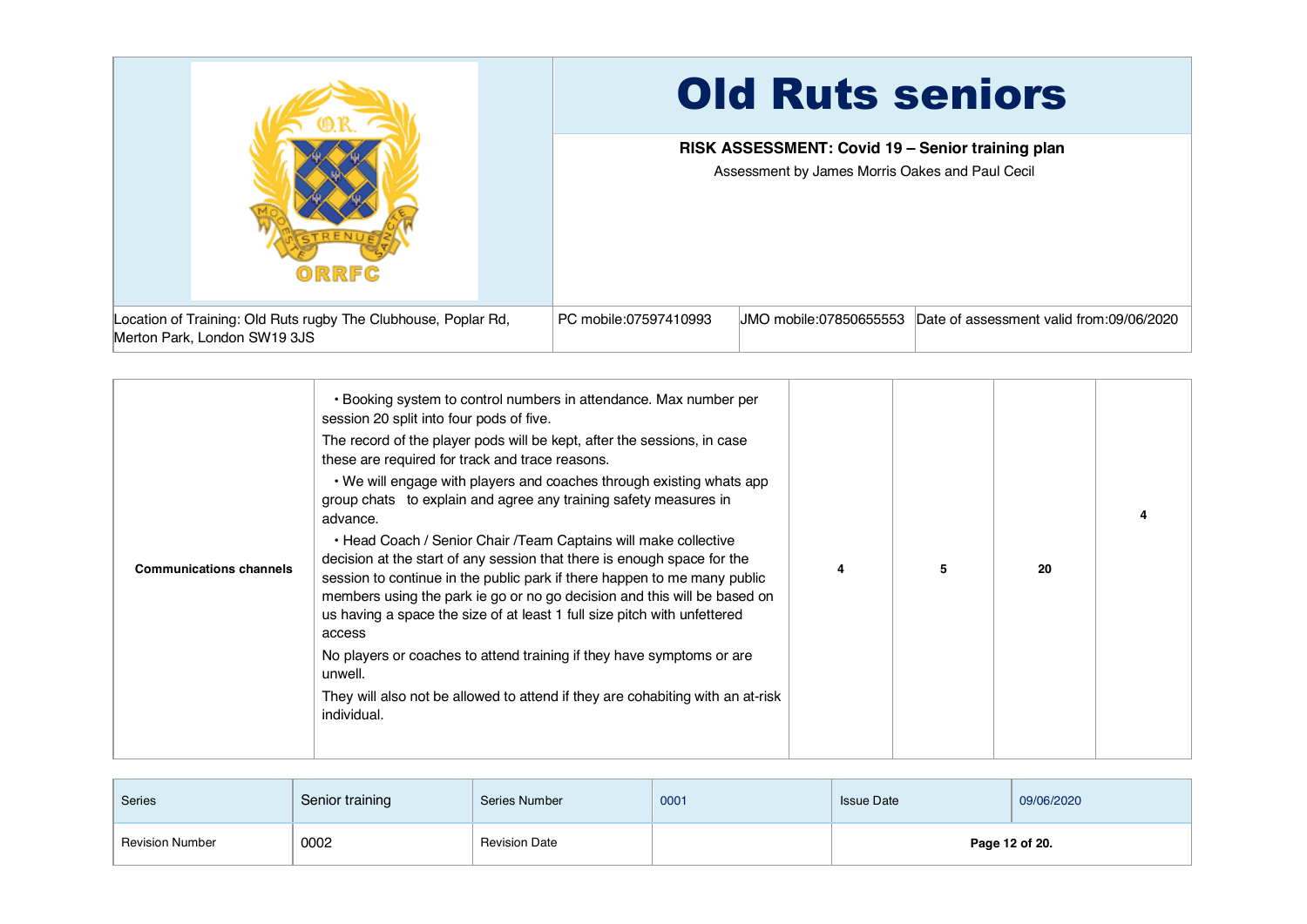# Old Ruts seniors

**RISK ASSESSMENT: Covid 19 – Senior training plan**

Assessment by James Morris Oakes and Paul Cecil

| Location of Training: Old Ruts rugby The Clubhouse, Poplar Rd, Merton Park, London SW19 3JS | PC mobile:07597410993 | JMO mobile:07850655553 | Date of assessment valid from:09/06/2020 |
|---|---|---|---|

| | | | | | |
|---|---|---|---|---|---|
| **Communications channels** | • Booking system to control numbers in attendance. Max number per session 20 split into four pods of five.<br>The record of the player pods will be kept, after the sessions, in case these are required for track and trace reasons.<br>• We will engage with players and coaches through existing whats app group chats to explain and agree any training safety measures in advance.<br>• Head Coach / Senior Chair /Team Captains will make collective decision at the start of any session that there is enough space for the session to continue in the public park if there happen to me many public members using the park ie go or no go decision and this will be based on us having a space the size of at least 1 full size pitch with unfettered access<br>No players or coaches to attend training if they have symptoms or are unwell.<br>They will also not be allowed to attend if they are cohabiting with an at-risk individual. | **4** | **5** | **20** | **4** |

| Series | Senior training | Series Number | 0001 | Issue Date | 09/06/2020 |
|---|---|---|---|---|---|
| Revision Number | 0002 | Revision Date | | | |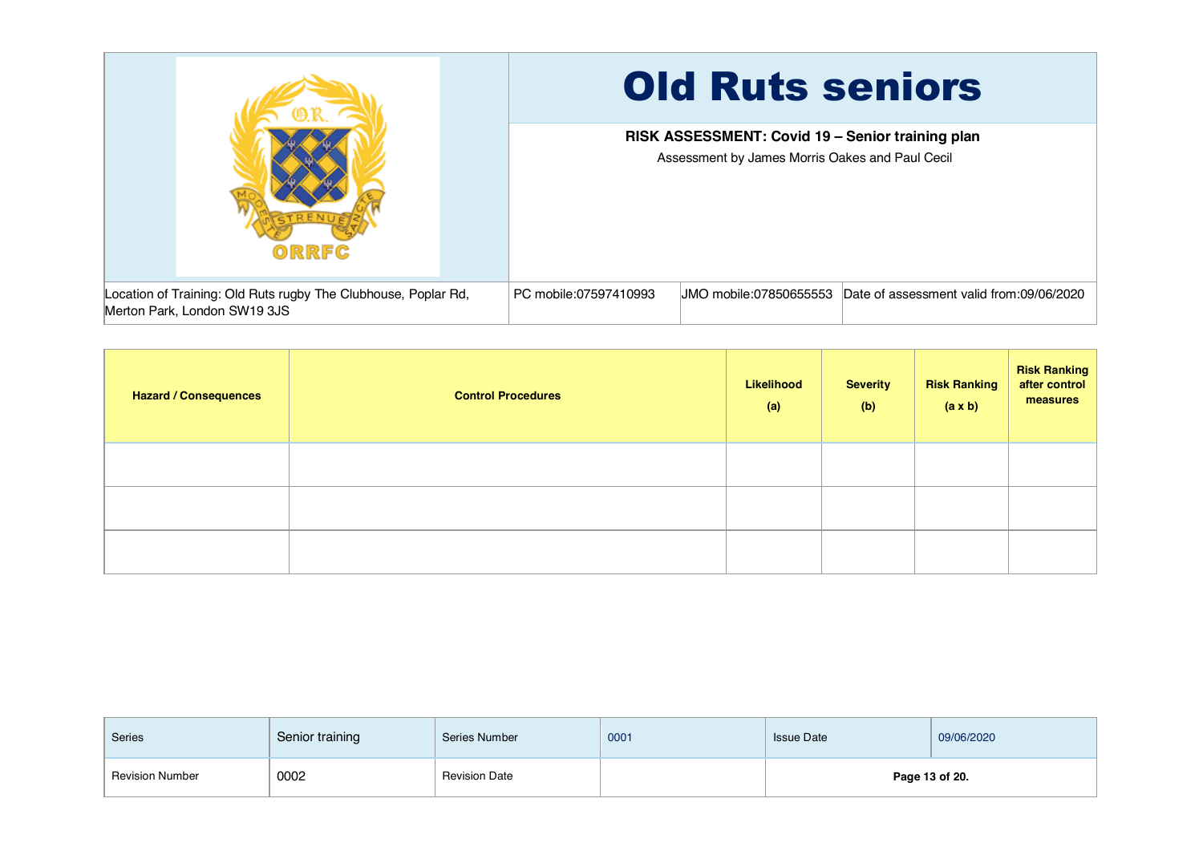# Old Ruts seniors

**RISK ASSESSMENT: Covid 19 – Senior training plan**

Assessment by James Morris Oakes and Paul Cecil

| Location of Training: Old Ruts rugby The Clubhouse, Poplar Rd, Merton Park, London SW19 3JS | PC mobile:07597410993 | JMO mobile:07850655553 | Date of assessment valid from:09/06/2020 |
|---|---|---|---|

| Hazard / Consequences | Control Procedures | Likelihood (a) | Severity (b) | Risk Ranking (a x b) | Risk Ranking after control measures |
|---|---|---|---|---|---|
| | | | | | |
| | | | | | |
| | | | | | |

| Series | Senior training | Series Number | 0001 | Issue Date | 09/06/2020 |
|---|---|---|---|---|---|
| Revision Number | 0002 | Revision Date | | | |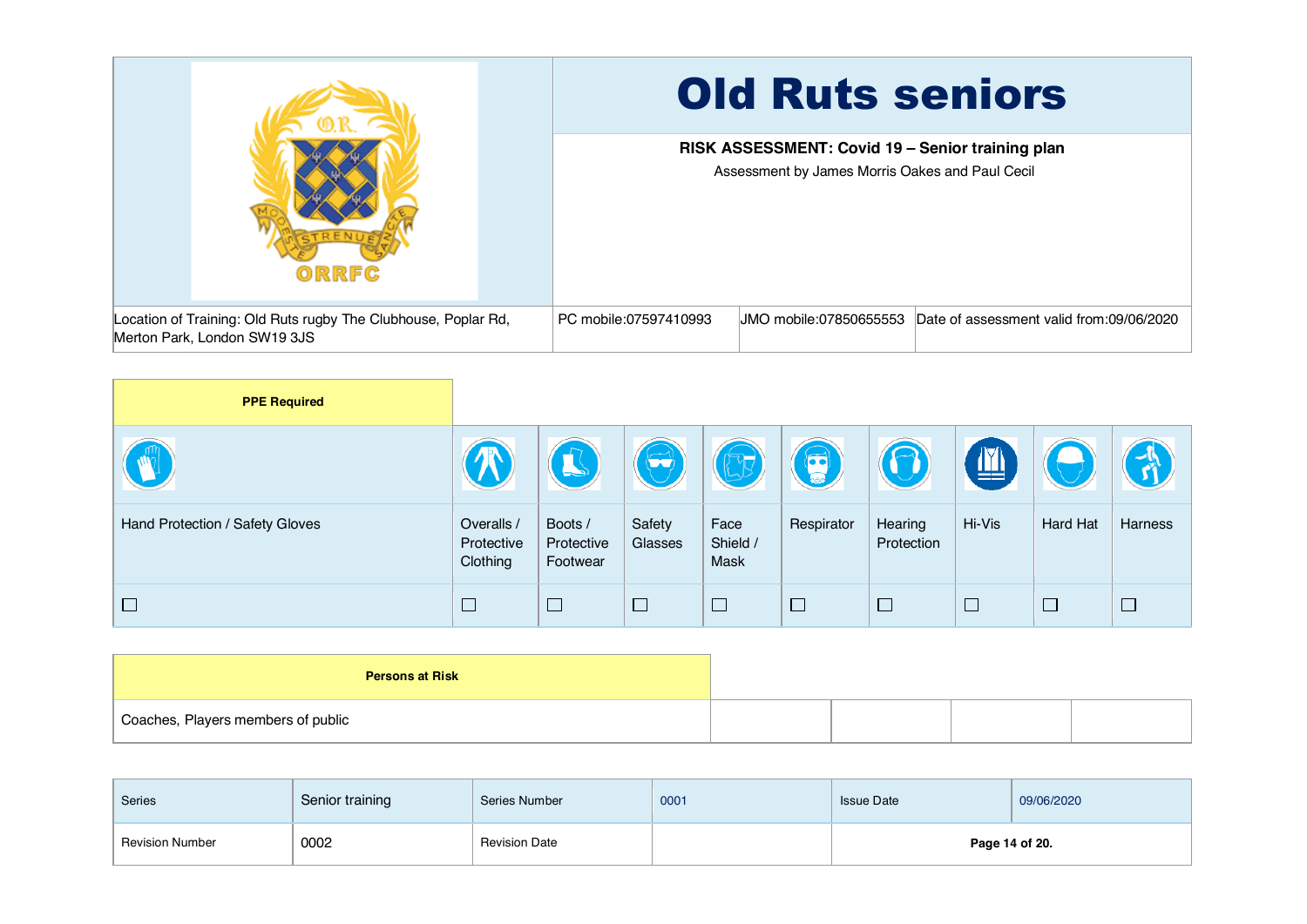# Old Ruts seniors

**RISK ASSESSMENT: Covid 19 – Senior training plan**

Assessment by James Morris Oakes and Paul Cecil

| Location of Training: Old Ruts rugby The Clubhouse, Poplar Rd, Merton Park, London SW19 3JS | PC mobile:07597410993 | JMO mobile:07850655553 | Date of assessment valid from:09/06/2020 |
|---|---|---|---|

| PPE Required | | | | | | | | | |
|---|---|---|---|---|---|---|---|---|---|
| Hand Protection / Safety Gloves | Overalls / Protective Clothing | Boots / Protective Footwear | Safety Glasses | Face Shield / Mask | Respirator | Hearing Protection | Hi-Vis | Hard Hat | Harness |
| ☐ | ☐ | ☐ | ☐ | ☐ | ☐ | ☐ | ☐ | ☐ | ☐ |

| Persons at Risk | | | | |
|---|---|---|---|---|
| Coaches, Players members of public | | | | |

| Series | Senior training | Series Number | 0001 | Issue Date | 09/06/2020 |
|---|---|---|---|---|---|
| Revision Number | 0002 | Revision Date | | | |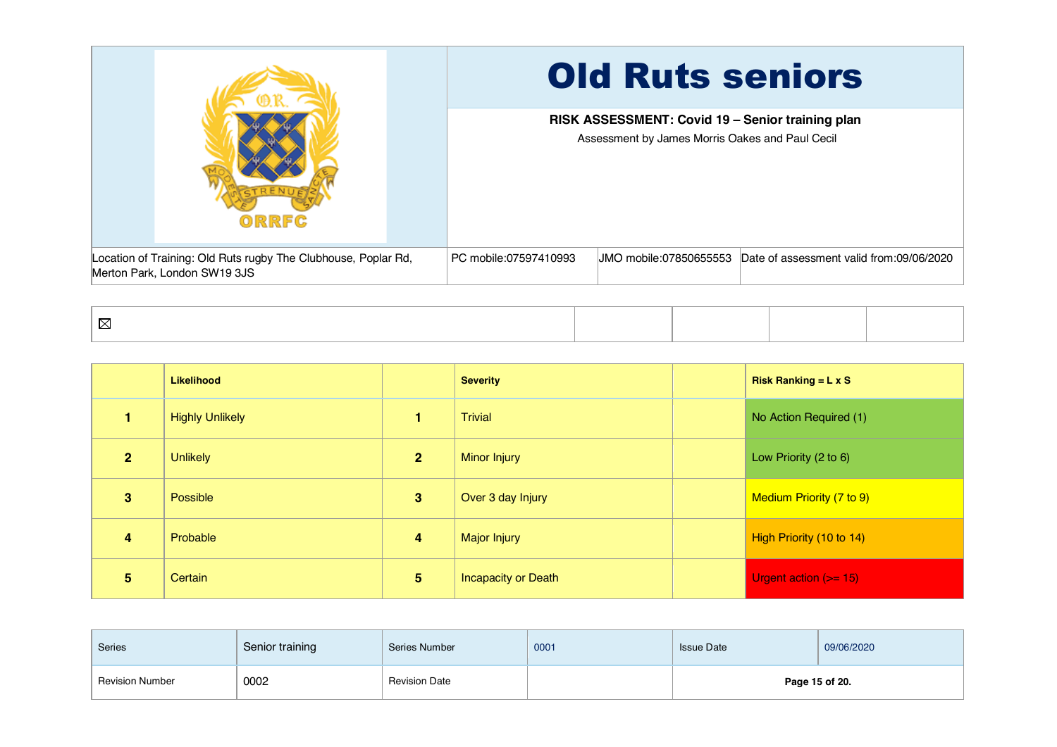# Old Ruts seniors

**RISK ASSESSMENT: Covid 19 – Senior training plan**

Assessment by James Morris Oakes and Paul Cecil

| Location of Training: Old Ruts rugby The Clubhouse, Poplar Rd, Merton Park, London SW19 3JS | PC mobile:07597410993 | JMO mobile:07850655553 | Date of assessment valid from:09/06/2020 |
|---|---|---|---|

| ☒ | | | | | |
|---|---|---|---|---|---|

| | Likelihood | | Severity | | Risk Ranking = L x S |
|---|---|---|---|---|---|
| 1 | Highly Unlikely | 1 | Trivial | | No Action Required (1) |
| 2 | Unlikely | 2 | Minor Injury | | Low Priority (2 to 6) |
| 3 | Possible | 3 | Over 3 day Injury | | Medium Priority (7 to 9) |
| 4 | Probable | 4 | Major Injury | | High Priority (10 to 14) |
| 5 | Certain | 5 | Incapacity or Death | | Urgent action (>= 15) |

| Series | Senior training | Series Number | 0001 | Issue Date | 09/06/2020 |
|---|---|---|---|---|---|
| Revision Number | 0002 | Revision Date | | | |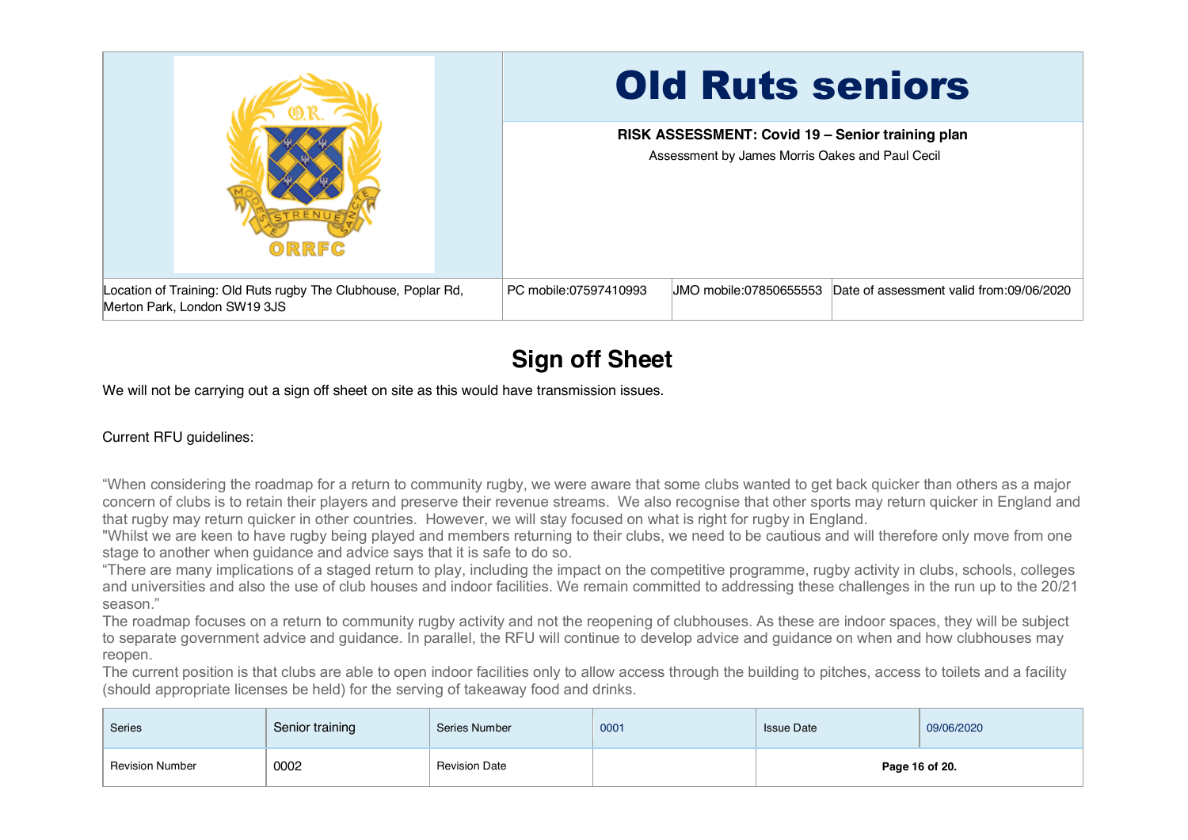| | Old Ruts seniors | | |
|---|---|---|---|
| | **RISK ASSESSMENT: Covid 19 – Senior training plan**<br>Assessment by James Morris Oakes and Paul Cecil | | |
| Location of Training: Old Ruts rugby The Clubhouse, Poplar Rd, Merton Park, London SW19 3JS | PC mobile:07597410993 | JMO mobile:07850655553 | Date of assessment valid from:09/06/2020 |

## Sign off Sheet

We will not be carrying out a sign off sheet on site as this would have transmission issues.

Current RFU guidelines:

"When considering the roadmap for a return to community rugby, we were aware that some clubs wanted to get back quicker than others as a major concern of clubs is to retain their players and preserve their revenue streams. We also recognise that other sports may return quicker in England and that rugby may return quicker in other countries. However, we will stay focused on what is right for rugby in England.
"Whilst we are keen to have rugby being played and members returning to their clubs, we need to be cautious and will therefore only move from one stage to another when guidance and advice says that it is safe to do so.
"There are many implications of a staged return to play, including the impact on the competitive programme, rugby activity in clubs, schools, colleges and universities and also the use of club houses and indoor facilities. We remain committed to addressing these challenges in the run up to the 20/21 season."
The roadmap focuses on a return to community rugby activity and not the reopening of clubhouses. As these are indoor spaces, they will be subject to separate government advice and guidance. In parallel, the RFU will continue to develop advice and guidance on when and how clubhouses may reopen.
The current position is that clubs are able to open indoor facilities only to allow access through the building to pitches, access to toilets and a facility (should appropriate licenses be held) for the serving of takeaway food and drinks.

| Series | Senior training | Series Number | 0001 | Issue Date | 09/06/2020 |
|---|---|---|---|---|---|
| Revision Number | 0002 | Revision Date | | | |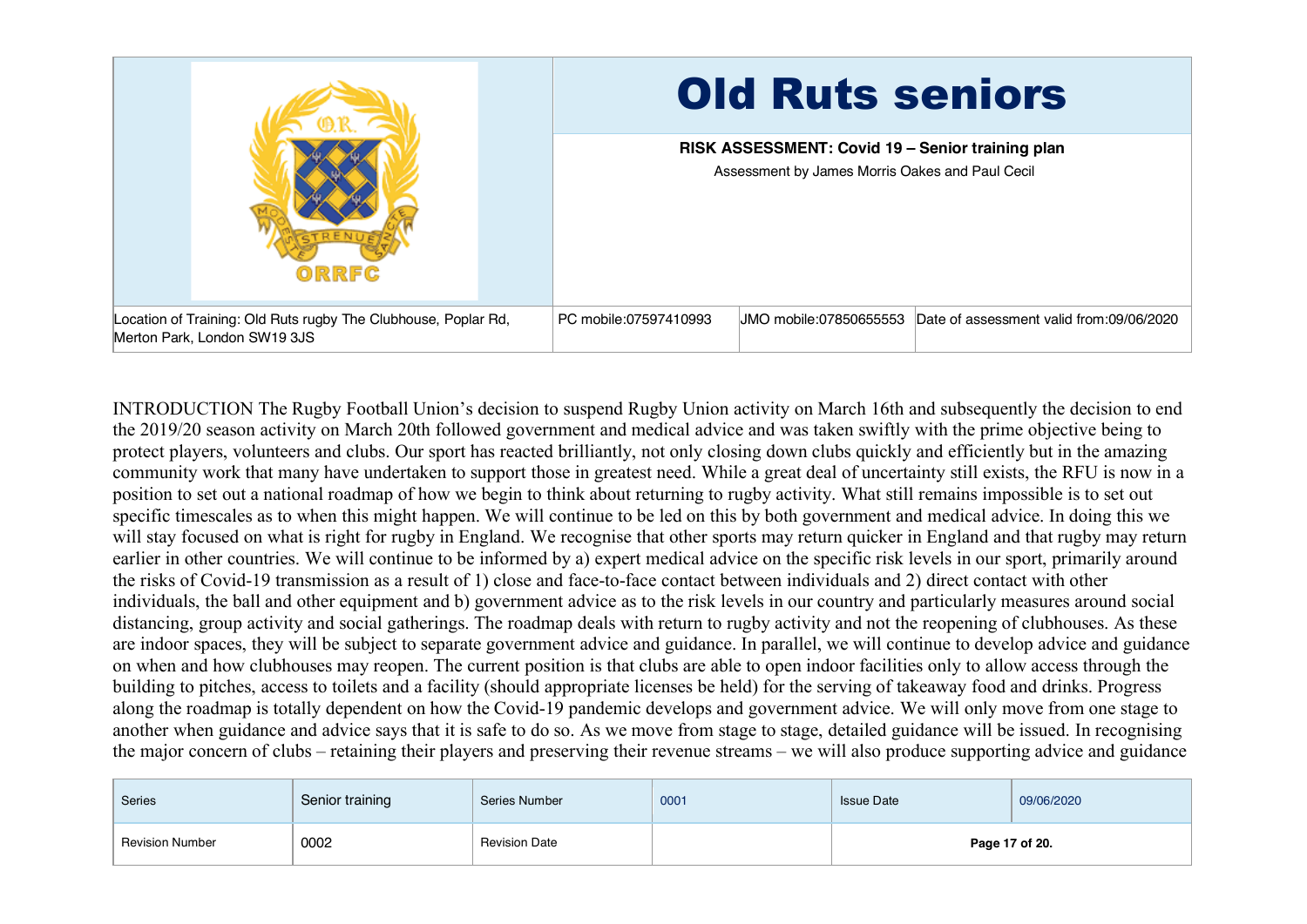| | Old Ruts seniors | | |
|---|---|---|---|
| | **RISK ASSESSMENT: Covid 19 – Senior training plan**<br>Assessment by James Morris Oakes and Paul Cecil | | |
| Location of Training: Old Ruts rugby The Clubhouse, Poplar Rd, Merton Park, London SW19 3JS | PC mobile:07597410993 | JMO mobile:07850655553 | Date of assessment valid from:09/06/2020 |

INTRODUCTION The Rugby Football Union's decision to suspend Rugby Union activity on March 16th and subsequently the decision to end the 2019/20 season activity on March 20th followed government and medical advice and was taken swiftly with the prime objective being to protect players, volunteers and clubs. Our sport has reacted brilliantly, not only closing down clubs quickly and efficiently but in the amazing community work that many have undertaken to support those in greatest need. While a great deal of uncertainty still exists, the RFU is now in a position to set out a national roadmap of how we begin to think about returning to rugby activity. What still remains impossible is to set out specific timescales as to when this might happen. We will continue to be led on this by both government and medical advice. In doing this we will stay focused on what is right for rugby in England. We recognise that other sports may return quicker in England and that rugby may return earlier in other countries. We will continue to be informed by a) expert medical advice on the specific risk levels in our sport, primarily around the risks of Covid-19 transmission as a result of 1) close and face-to-face contact between individuals and 2) direct contact with other individuals, the ball and other equipment and b) government advice as to the risk levels in our country and particularly measures around social distancing, group activity and social gatherings. The roadmap deals with return to rugby activity and not the reopening of clubhouses. As these are indoor spaces, they will be subject to separate government advice and guidance. In parallel, we will continue to develop advice and guidance on when and how clubhouses may reopen. The current position is that clubs are able to open indoor facilities only to allow access through the building to pitches, access to toilets and a facility (should appropriate licenses be held) for the serving of takeaway food and drinks. Progress along the roadmap is totally dependent on how the Covid-19 pandemic develops and government advice. We will only move from one stage to another when guidance and advice says that it is safe to do so. As we move from stage to stage, detailed guidance will be issued. In recognising the major concern of clubs – retaining their players and preserving their revenue streams – we will also produce supporting advice and guidance

| Series | Senior training | Series Number | 0001 | Issue Date | 09/06/2020 |
|---|---|---|---|---|---|
| Revision Number | 0002 | Revision Date | | | |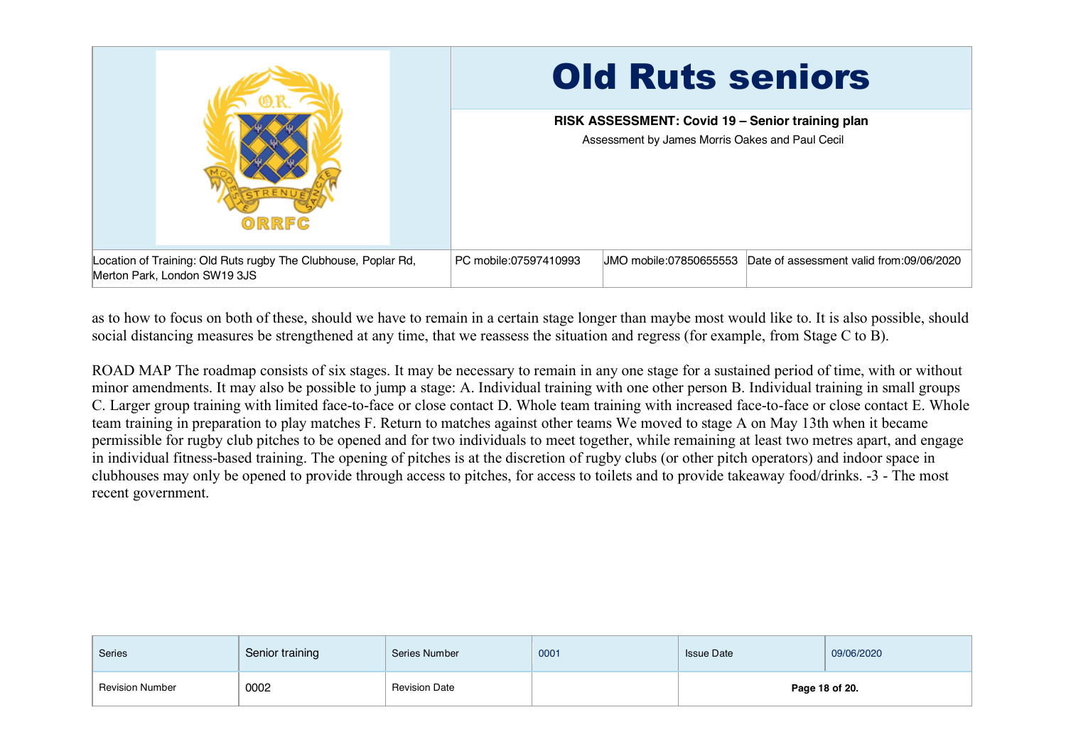as to how to focus on both of these, should we have to remain in a certain stage longer than maybe most would like to. It is also possible, should social distancing measures be strengthened at any time, that we reassess the situation and regress (for example, from Stage C to B).

ROAD MAP The roadmap consists of six stages. It may be necessary to remain in any one stage for a sustained period of time, with or without minor amendments. It may also be possible to jump a stage: A. Individual training with one other person B. Individual training in small groups C. Larger group training with limited face-to-face or close contact D. Whole team training with increased face-to-face or close contact E. Whole team training in preparation to play matches F. Return to matches against other teams We moved to stage A on May 13th when it became permissible for rugby club pitches to be opened and for two individuals to meet together, while remaining at least two metres apart, and engage in individual fitness-based training. The opening of pitches is at the discretion of rugby clubs (or other pitch operators) and indoor space in clubhouses may only be opened to provide through access to pitches, for access to toilets and to provide takeaway food/drinks. -3 - The most recent government.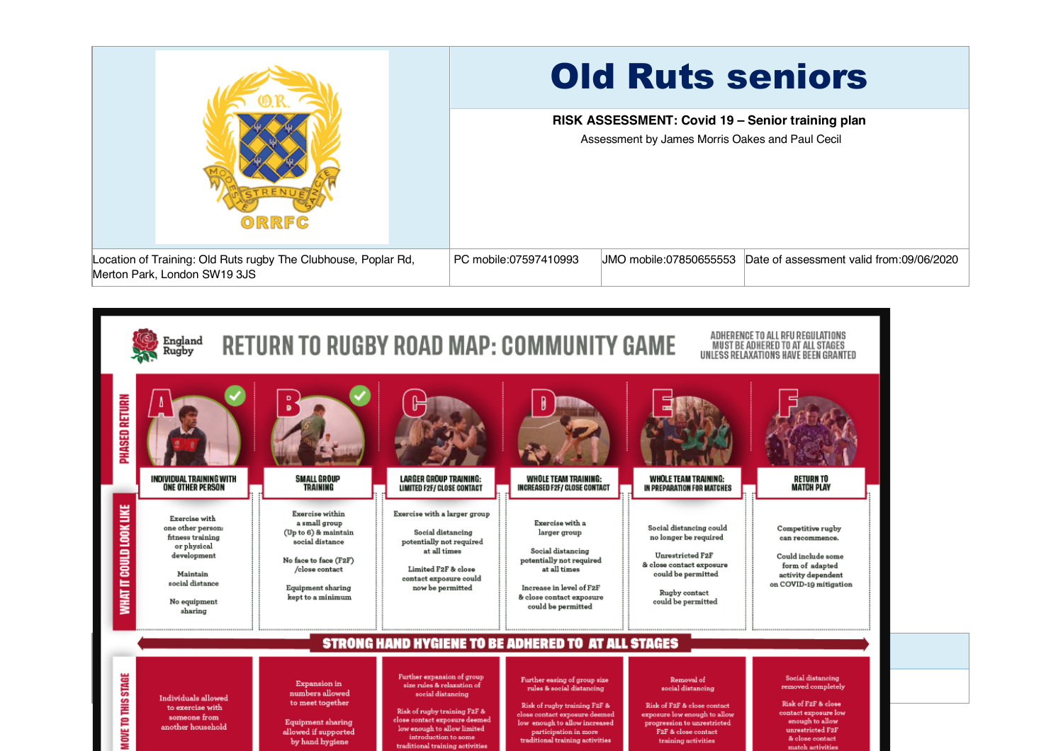# Old Ruts seniors

**RISK ASSESSMENT: Covid 19 – Senior training plan**

Assessment by James Morris Oakes and Paul Cecil

| Location of Training: Old Ruts rugby The Clubhouse, Poplar Rd, Merton Park, London SW19 3JS | PC mobile:07597410993 | JMO mobile:07850655553 | Date of assessment valid from:09/06/2020 |
|---|---|---|---|

## RETURN TO RUGBY ROAD MAP: COMMUNITY GAME

ADHERENCE TO ALL RFU REGULATIONS MUST BE ADHERED TO AT ALL STAGES UNLESS RELAXATIONS HAVE BEEN GRANTED

| PHASED RETURN | A – INDIVIDUAL TRAINING WITH ONE OTHER PERSON | B – SMALL GROUP TRAINING | C – LARGER GROUP TRAINING: LIMITED F2F/ CLOSE CONTACT | D – WHOLE TEAM TRAINING: INCREASED F2F/ CLOSE CONTACT | E – WHOLE TEAM TRAINING: IN PREPARATION FOR MATCHES | F – RETURN TO MATCH PLAY |
|---|---|---|---|---|---|---|
| WHAT IT COULD LOOK LIKE | Exercise with one other person: fitness training or physical development. Maintain social distance. No equipment sharing | Exercise within a small group (Up to 6) & maintain social distance. No face to face (F2F) /close contact. Equipment sharing kept to a minimum | Exercise with a larger group. Social distancing potentially not required at all times. Limited F2F & close contact exposure could now be permitted | Exercise with a larger group. Social distancing potentially not required at all times. Increase in level of F2F & close contact exposure could be permitted | Social distancing could no longer be required. Unrestricted F2F & close contact exposure could be permitted. Rugby contact could be permitted | Competitive rugby can recommence. Could include some form of adapted activity dependent on COVID-19 mitigation |
| MOVE TO THIS STAGE | Individuals allowed to exercise with someone from another household | Expansion in numbers allowed to meet together. Equipment sharing allowed if supported by hand hygiene | Further expansion of group size rules & relaxation of social distancing. Risk of rugby training F2F & close contact exposure deemed low enough to allow limited introduction to some traditional training activities | Further easing of group size rules & social distancing. Risk of rugby training F2F & close contact exposure deemed low enough to allow increased participation in more traditional training activities | Removal of social distancing. Risk of F2F & close contact exposure low enough to allow progression to unrestricted F2F & close contact training activities | Social distancing removed completely. Risk of F2F & close contact exposure low enough to allow unrestricted F2F & close contact match activities |

**STRONG HAND HYGIENE TO BE ADHERED TO AT ALL STAGES**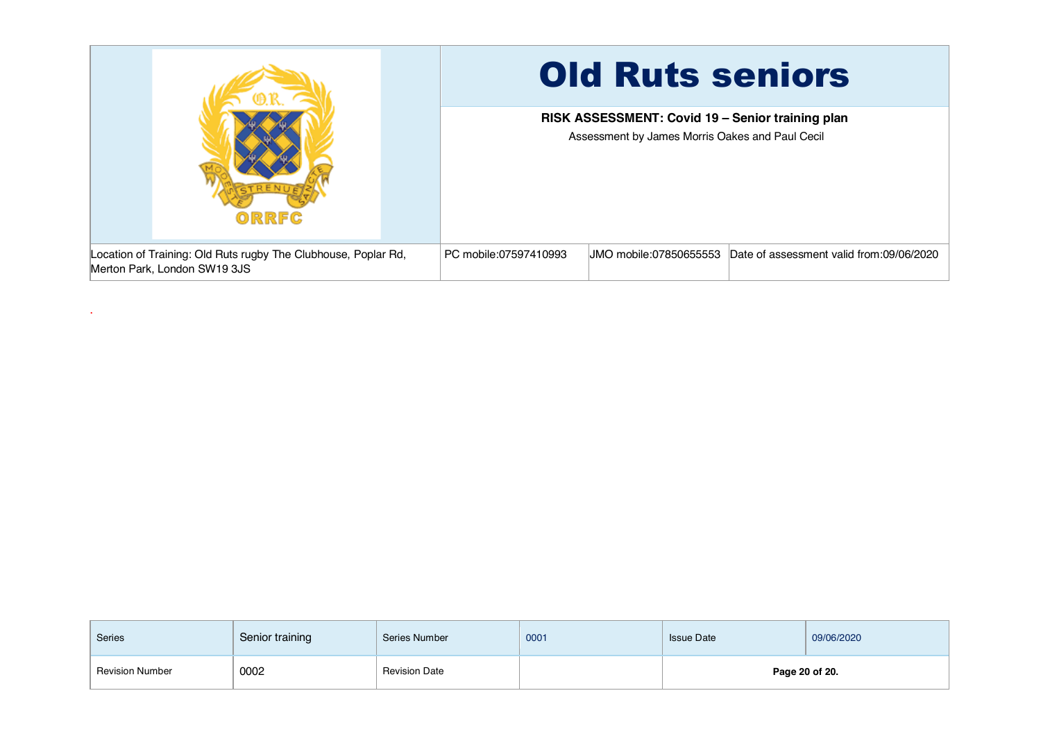# Old Ruts seniors

**RISK ASSESSMENT: Covid 19 – Senior training plan**

Assessment by James Morris Oakes and Paul Cecil

| | | | |
|---|---|---|---|
| Location of Training: Old Ruts rugby The Clubhouse, Poplar Rd, Merton Park, London SW19 3JS | PC mobile:07597410993 | JMO mobile:07850655553 | Date of assessment valid from:09/06/2020 |

.

| | | | | | |
|---|---|---|---|---|---|
| Series | Senior training | Series Number | 0001 | Issue Date | 09/06/2020 |
| Revision Number | 0002 | Revision Date | | | |